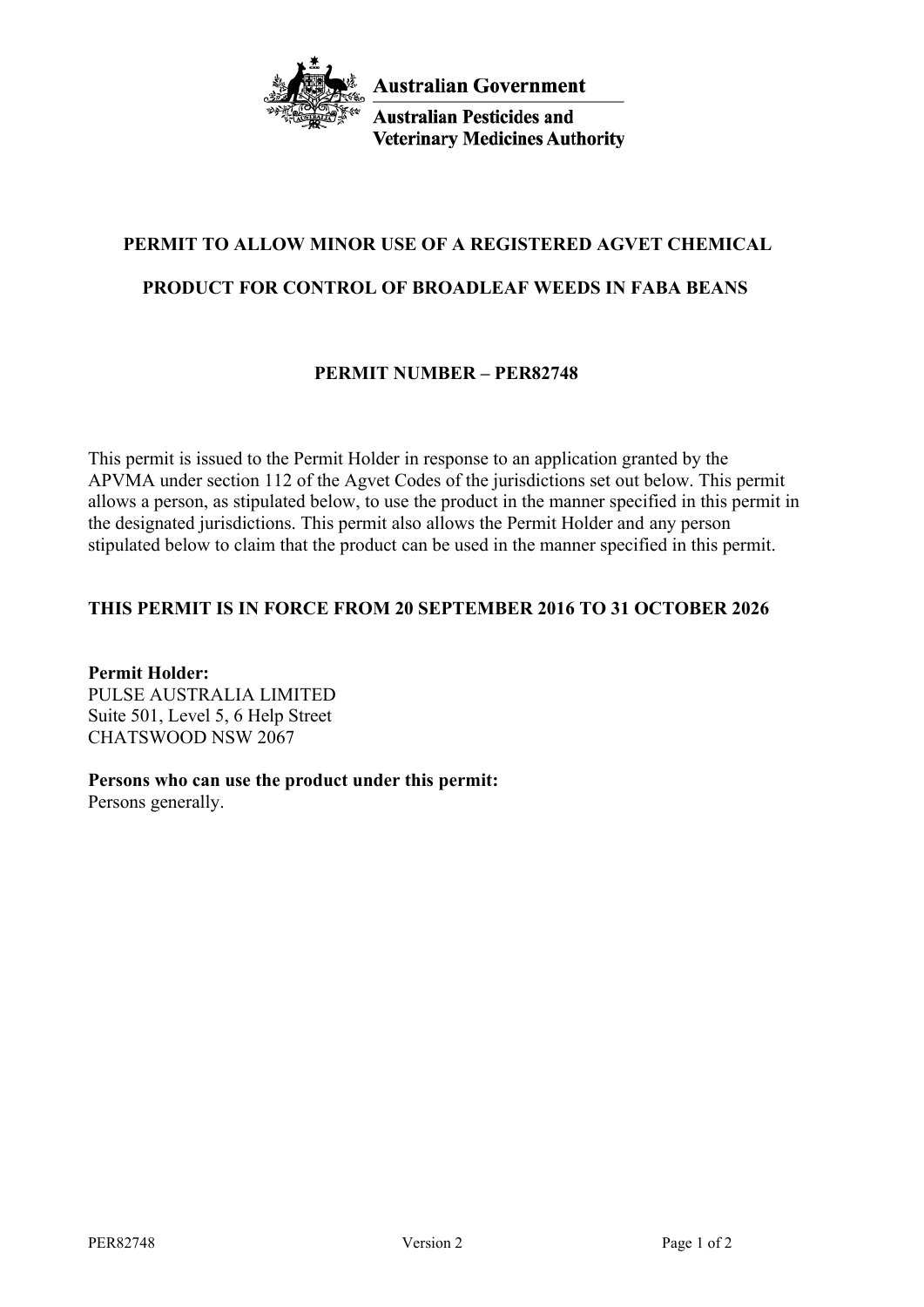Australian Government

Australian Pesticides and Veterinary Medicines Authority

# PERMIT TO ALLOW MINOR USE OF A REGISTERED AGVET CHEMICAL PRODUCT FOR CONTROL OF BROADLEAF WEEDS IN FABA BEANS

## PERMIT NUMBER – PER82748

This permit is issued to the Permit Holder in response to an application granted by the APVMA under section 112 of the Agvet Codes of the jurisdictions set out below. This permit allows a person, as stipulated below, to use the product in the manner specified in this permit in the designated jurisdictions. This permit also allows the Permit Holder and any person stipulated below to claim that the product can be used in the manner specified in this permit.

**THIS PERMIT IS IN FORCE FROM 20 SEPTEMBER 2016 TO 31 OCTOBER 2026**

**Permit Holder:**
PULSE AUSTRALIA LIMITED
Suite 501, Level 5, 6 Help Street
CHATSWOOD NSW 2067

**Persons who can use the product under this permit:**
Persons generally.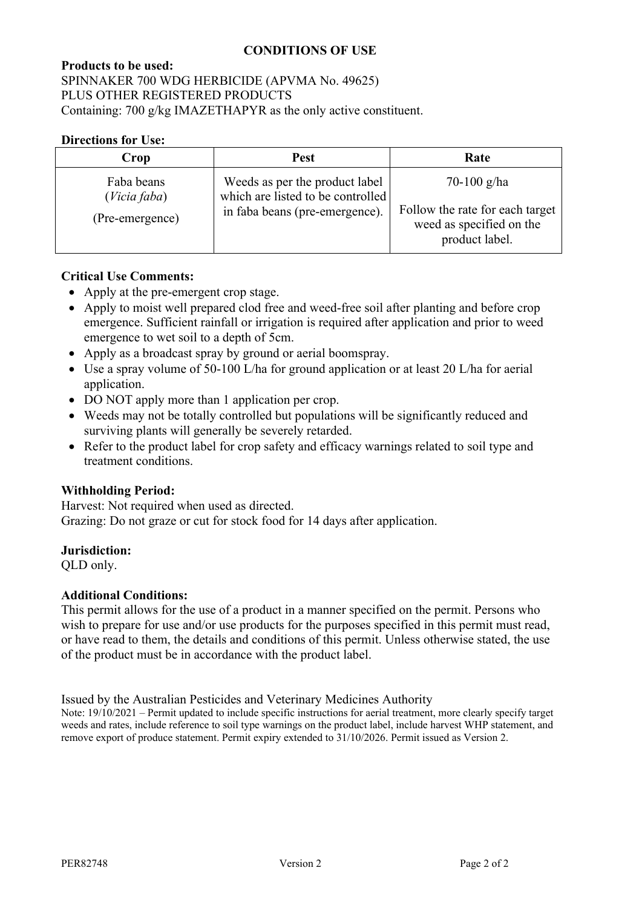## CONDITIONS OF USE

**Products to be used:**
SPINNAKER 700 WDG HERBICIDE (APVMA No. 49625)
PLUS OTHER REGISTERED PRODUCTS
Containing: 700 g/kg IMAZETHAPYR as the only active constituent.

**Directions for Use:**

| Crop | Pest | Rate |
| --- | --- | --- |
| Faba beans (*Vicia faba*) (Pre-emergence) | Weeds as per the product label which are listed to be controlled in faba beans (pre-emergence). | 70-100 g/ha Follow the rate for each target weed as specified on the product label. |

**Critical Use Comments:**

- Apply at the pre-emergent crop stage.
- Apply to moist well prepared clod free and weed-free soil after planting and before crop emergence. Sufficient rainfall or irrigation is required after application and prior to weed emergence to wet soil to a depth of 5cm.
- Apply as a broadcast spray by ground or aerial boomspray.
- Use a spray volume of 50-100 L/ha for ground application or at least 20 L/ha for aerial application.
- DO NOT apply more than 1 application per crop.
- Weeds may not be totally controlled but populations will be significantly reduced and surviving plants will generally be severely retarded.
- Refer to the product label for crop safety and efficacy warnings related to soil type and treatment conditions.

**Withholding Period:**
Harvest: Not required when used as directed.
Grazing: Do not graze or cut for stock food for 14 days after application.

**Jurisdiction:**
QLD only.

**Additional Conditions:**
This permit allows for the use of a product in a manner specified on the permit. Persons who wish to prepare for use and/or use products for the purposes specified in this permit must read, or have read to them, the details and conditions of this permit. Unless otherwise stated, the use of the product must be in accordance with the product label.

Issued by the Australian Pesticides and Veterinary Medicines Authority

Note: 19/10/2021 – Permit updated to include specific instructions for aerial treatment, more clearly specify target weeds and rates, include reference to soil type warnings on the product label, include harvest WHP statement, and remove export of produce statement. Permit expiry extended to 31/10/2026. Permit issued as Version 2.